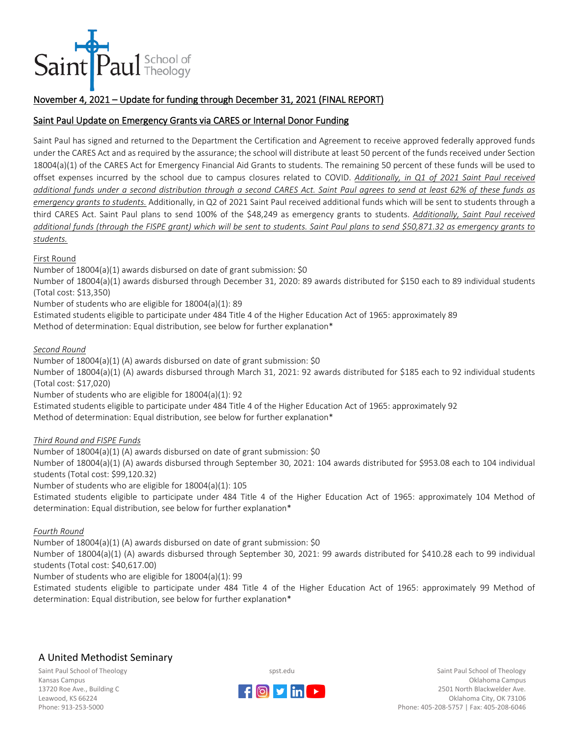Saint Paul School of Theology

## November 4, 2021 – Update for funding through December 31, 2021 (FINAL REPORT)

## Saint Paul Update on Emergency Grants via CARES or Internal Donor Funding

Saint Paul has signed and returned to the Department the Certification and Agreement to receive approved federally approved funds under the CARES Act and as required by the assurance; the school will distribute at least 50 percent of the funds received under Section 18004(a)(1) of the CARES Act for Emergency Financial Aid Grants to students. The remaining 50 percent of these funds will be used to offset expenses incurred by the school due to campus closures related to COVID. *Additionally, in Q1 of 2021 Saint Paul received additional funds under a second distribution through a second CARES Act. Saint Paul agrees to send at least 62% of these funds as emergency grants to students.* Additionally, in Q2 of 2021 Saint Paul received additional funds which will be sent to students through a third CARES Act. Saint Paul plans to send 100% of the $48,249 as emergency grants to students. *Additionally, Saint Paul received additional funds (through the FISPE grant) which will be sent to students. Saint Paul plans to send $50,871.32 as emergency grants to students.*

First Round

Number of 18004(a)(1) awards disbursed on date of grant submission: $0

Number of 18004(a)(1) awards disbursed through December 31, 2020: 89 awards distributed for $150 each to 89 individual students (Total cost: $13,350)

Number of students who are eligible for 18004(a)(1): 89

Estimated students eligible to participate under 484 Title 4 of the Higher Education Act of 1965: approximately 89

Method of determination: Equal distribution, see below for further explanation*

*Second Round*

Number of 18004(a)(1) (A) awards disbursed on date of grant submission: $0

Number of 18004(a)(1) (A) awards disbursed through March 31, 2021: 92 awards distributed for $185 each to 92 individual students (Total cost: $17,020)

Number of students who are eligible for 18004(a)(1): 92

Estimated students eligible to participate under 484 Title 4 of the Higher Education Act of 1965: approximately 92

Method of determination: Equal distribution, see below for further explanation*

*Third Round and FISPE Funds*

Number of 18004(a)(1) (A) awards disbursed on date of grant submission: $0

Number of 18004(a)(1) (A) awards disbursed through September 30, 2021: 104 awards distributed for $953.08 each to 104 individual students (Total cost: $99,120.32)

Number of students who are eligible for 18004(a)(1): 105

Estimated students eligible to participate under 484 Title 4 of the Higher Education Act of 1965: approximately 104 Method of determination: Equal distribution, see below for further explanation*

*Fourth Round*

Number of 18004(a)(1) (A) awards disbursed on date of grant submission: $0

Number of 18004(a)(1) (A) awards disbursed through September 30, 2021: 99 awards distributed for $410.28 each to 99 individual students (Total cost: $40,617.00)

Number of students who are eligible for 18004(a)(1): 99

Estimated students eligible to participate under 484 Title 4 of the Higher Education Act of 1965: approximately 99 Method of determination: Equal distribution, see below for further explanation*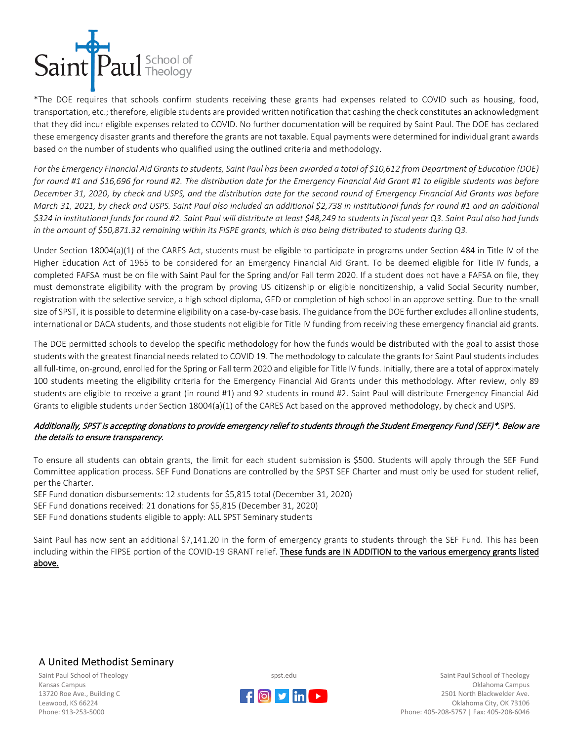*The DOE requires that schools confirm students receiving these grants had expenses related to COVID such as housing, food, transportation, etc.; therefore, eligible students are provided written notification that cashing the check constitutes an acknowledgment that they did incur eligible expenses related to COVID. No further documentation will be required by Saint Paul. The DOE has declared these emergency disaster grants and therefore the grants are not taxable. Equal payments were determined for individual grant awards based on the number of students who qualified using the outlined criteria and methodology.

*For the Emergency Financial Aid Grants to students, Saint Paul has been awarded a total of $10,612 from Department of Education (DOE) for round #1 and $16,696 for round #2. The distribution date for the Emergency Financial Aid Grant #1 to eligible students was before December 31, 2020, by check and USPS, and the distribution date for the second round of Emergency Financial Aid Grants was before March 31, 2021, by check and USPS. Saint Paul also included an additional $2,738 in institutional funds for round #1 and an additional $324 in institutional funds for round #2. Saint Paul will distribute at least $48,249 to students in fiscal year Q3. Saint Paul also had funds in the amount of $50,871.32 remaining within its FISPE grants, which is also being distributed to students during Q3.*

Under Section 18004(a)(1) of the CARES Act, students must be eligible to participate in programs under Section 484 in Title IV of the Higher Education Act of 1965 to be considered for an Emergency Financial Aid Grant. To be deemed eligible for Title IV funds, a completed FAFSA must be on file with Saint Paul for the Spring and/or Fall term 2020. If a student does not have a FAFSA on file, they must demonstrate eligibility with the program by proving US citizenship or eligible noncitizenship, a valid Social Security number, registration with the selective service, a high school diploma, GED or completion of high school in an approve setting. Due to the small size of SPST, it is possible to determine eligibility on a case-by-case basis. The guidance from the DOE further excludes all online students, international or DACA students, and those students not eligible for Title IV funding from receiving these emergency financial aid grants.

The DOE permitted schools to develop the specific methodology for how the funds would be distributed with the goal to assist those students with the greatest financial needs related to COVID 19. The methodology to calculate the grants for Saint Paul students includes all full-time, on-ground, enrolled for the Spring or Fall term 2020 and eligible for Title IV funds. Initially, there are a total of approximately 100 students meeting the eligibility criteria for the Emergency Financial Aid Grants under this methodology. After review, only 89 students are eligible to receive a grant (in round #1) and 92 students in round #2. Saint Paul will distribute Emergency Financial Aid Grants to eligible students under Section 18004(a)(1) of the CARES Act based on the approved methodology, by check and USPS.

*Additionally, SPST is accepting donations to provide emergency relief to students through the Student Emergency Fund (SEF)\*. Below are the details to ensure transparency.*

To ensure all students can obtain grants, the limit for each student submission is $500. Students will apply through the SEF Fund Committee application process. SEF Fund Donations are controlled by the SPST SEF Charter and must only be used for student relief, per the Charter.

SEF Fund donation disbursements: 12 students for $5,815 total (December 31, 2020)
SEF Fund donations received: 21 donations for $5,815 (December 31, 2020)
SEF Fund donations students eligible to apply: ALL SPST Seminary students

Saint Paul has now sent an additional $7,141.20 in the form of emergency grants to students through the SEF Fund. This has been including within the FIPSE portion of the COVID-19 GRANT relief. <u>These funds are IN ADDITION to the various emergency grants listed above.</u>

A United Methodist Seminary

Saint Paul School of Theology
Kansas Campus
13720 Roe Ave., Building C
Leawood, KS 66224
Phone: 913-253-5000

spst.edu

Saint Paul School of Theology
Oklahoma Campus
2501 North Blackwelder Ave.
Oklahoma City, OK 73106
Phone: 405-208-5757 | Fax: 405-208-6046